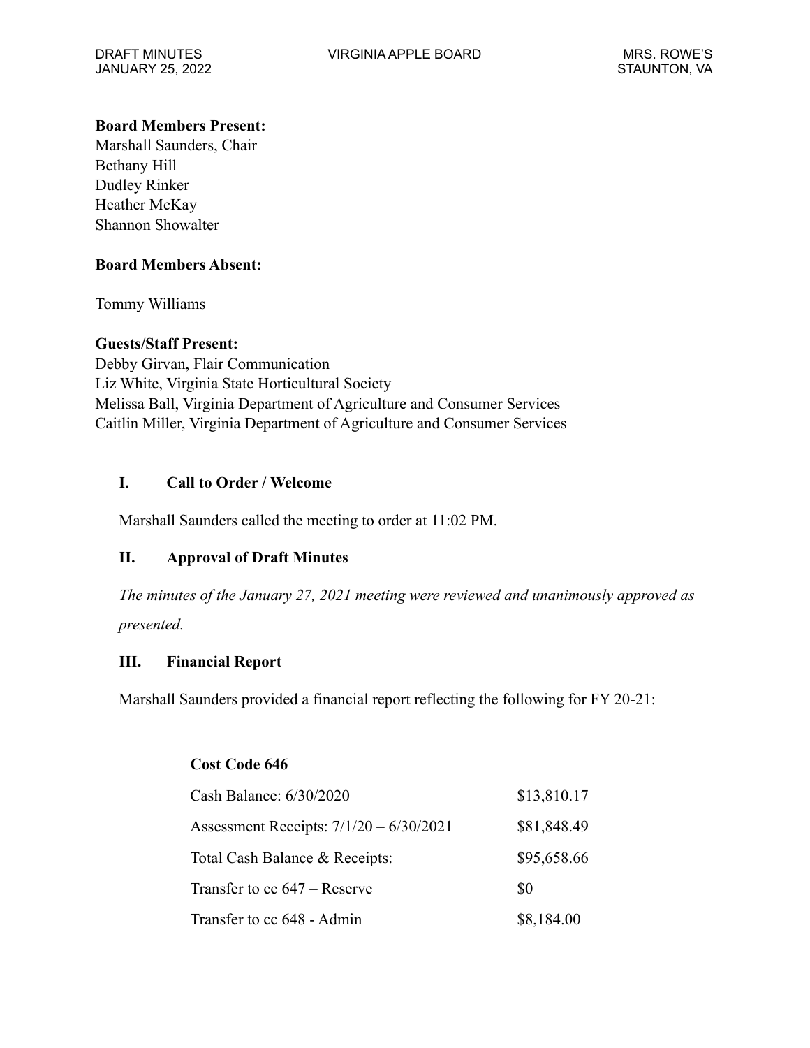**Board Members Present:**
Marshall Saunders, Chair
Bethany Hill
Dudley Rinker
Heather McKay
Shannon Showalter

**Board Members Absent:**

Tommy Williams

**Guests/Staff Present:**
Debby Girvan, Flair Communication
Liz White, Virginia State Horticultural Society
Melissa Ball, Virginia Department of Agriculture and Consumer Services
Caitlin Miller, Virginia Department of Agriculture and Consumer Services

## I. Call to Order / Welcome

Marshall Saunders called the meeting to order at 11:02 PM.

## II. Approval of Draft Minutes

*The minutes of the January 27, 2021 meeting were reviewed and unanimously approved as presented.*

## III. Financial Report

Marshall Saunders provided a financial report reflecting the following for FY 20-21:

| **Cost Code 646** | |
|---|---|
| Cash Balance: 6/30/2020 | $13,810.17 |
| Assessment Receipts: 7/1/20 – 6/30/2021 | $81,848.49 |
| Total Cash Balance & Receipts: | $95,658.66 |
| Transfer to cc 647 – Reserve | $0 |
| Transfer to cc 648 - Admin | $8,184.00 |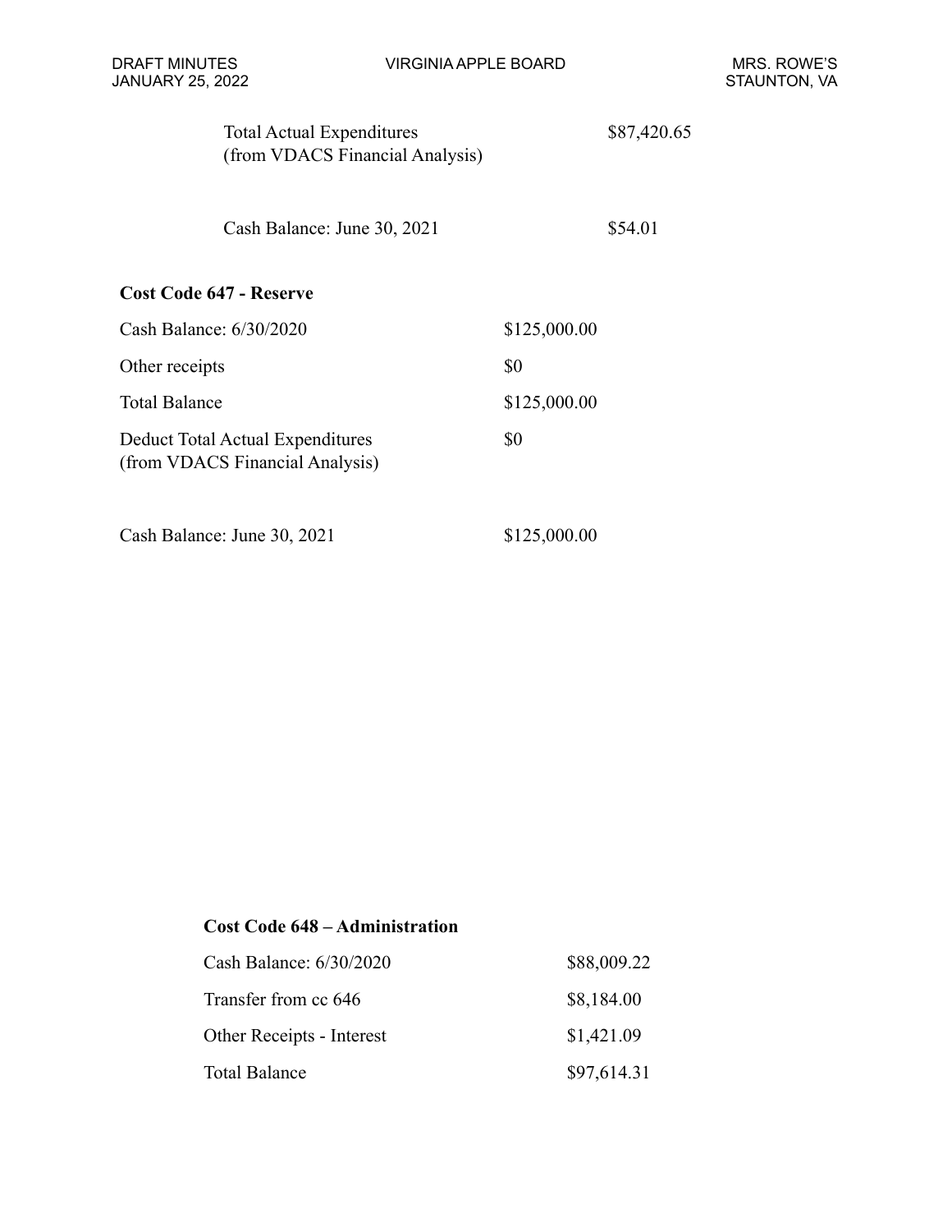| | |
|---|---|
| Total Actual Expenditures (from VDACS Financial Analysis) | $87,420.65 |
| Cash Balance: June 30, 2021 | $54.01 |

**Cost Code 647 - Reserve**

| | |
|---|---|
| Cash Balance: 6/30/2020 | $125,000.00 |
| Other receipts | $0 |
| Total Balance | $125,000.00 |
| Deduct Total Actual Expenditures (from VDACS Financial Analysis) | $0 |
| Cash Balance: June 30, 2021 | $125,000.00 |

**Cost Code 648 – Administration**

| | |
|---|---|
| Cash Balance: 6/30/2020 | $88,009.22 |
| Transfer from cc 646 | $8,184.00 |
| Other Receipts - Interest | $1,421.09 |
| Total Balance | $97,614.31 |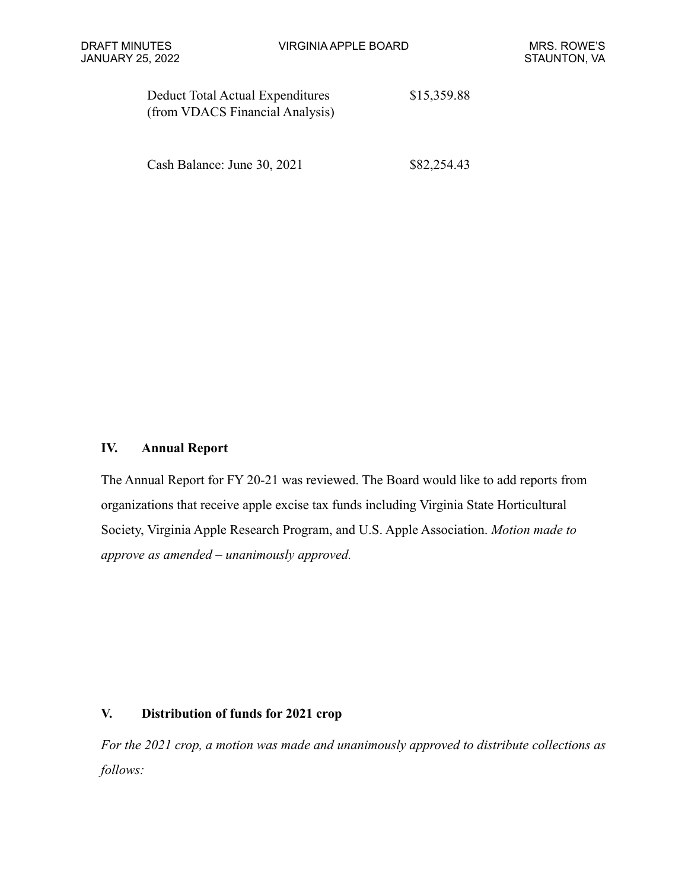| | |
|---|---|
| Deduct Total Actual Expenditures (from VDACS Financial Analysis) | $15,359.88 |
| Cash Balance: June 30, 2021 | $82,254.43 |

## IV. Annual Report

The Annual Report for FY 20-21 was reviewed. The Board would like to add reports from organizations that receive apple excise tax funds including Virginia State Horticultural Society, Virginia Apple Research Program, and U.S. Apple Association. *Motion made to approve as amended – unanimously approved.*

## V. Distribution of funds for 2021 crop

*For the 2021 crop, a motion was made and unanimously approved to distribute collections as follows:*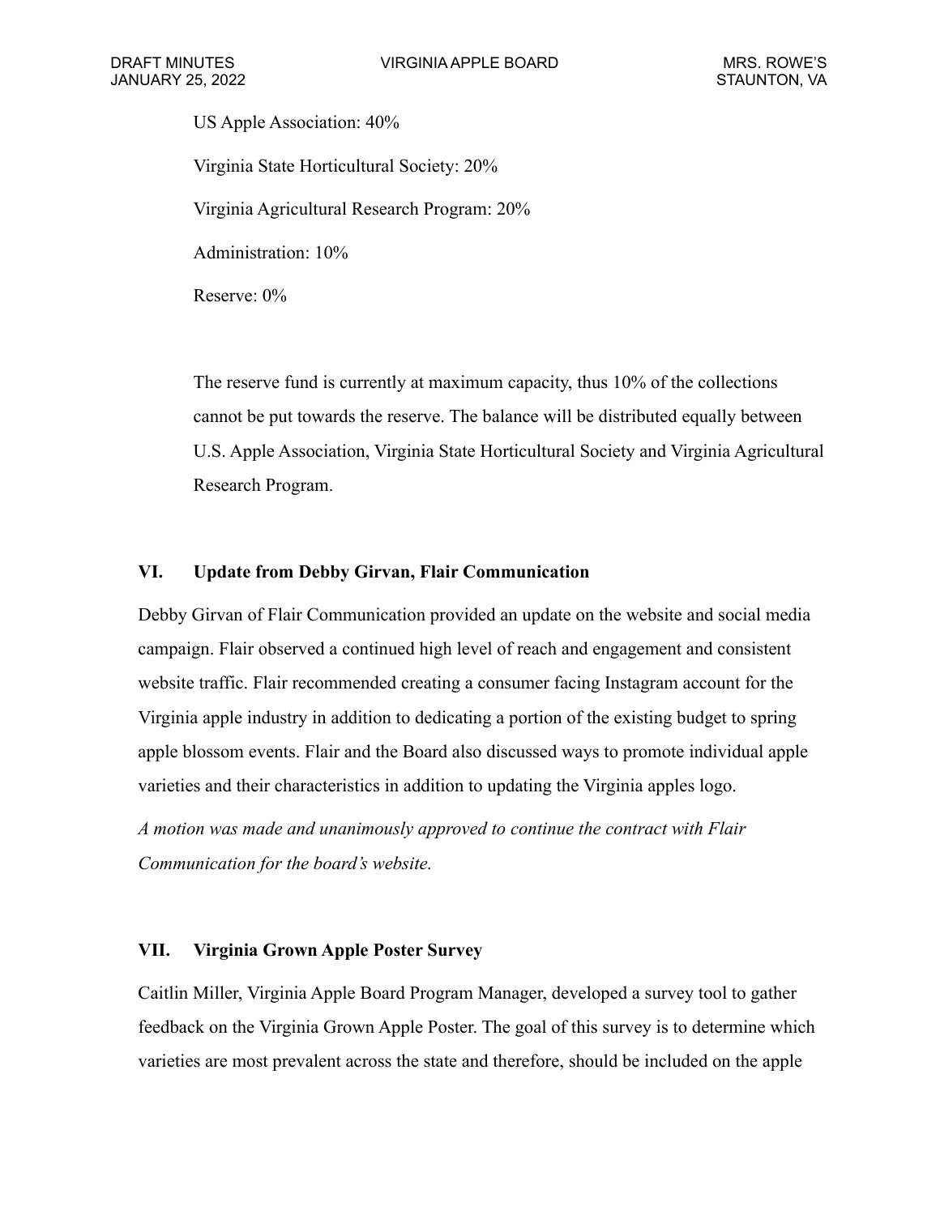US Apple Association: 40%

Virginia State Horticultural Society: 20%

Virginia Agricultural Research Program: 20%

Administration: 10%

Reserve: 0%

The reserve fund is currently at maximum capacity, thus 10% of the collections cannot be put towards the reserve. The balance will be distributed equally between U.S. Apple Association, Virginia State Horticultural Society and Virginia Agricultural Research Program.

## VI. Update from Debby Girvan, Flair Communication

Debby Girvan of Flair Communication provided an update on the website and social media campaign. Flair observed a continued high level of reach and engagement and consistent website traffic. Flair recommended creating a consumer facing Instagram account for the Virginia apple industry in addition to dedicating a portion of the existing budget to spring apple blossom events. Flair and the Board also discussed ways to promote individual apple varieties and their characteristics in addition to updating the Virginia apples logo.

*A motion was made and unanimously approved to continue the contract with Flair Communication for the board's website.*

## VII. Virginia Grown Apple Poster Survey

Caitlin Miller, Virginia Apple Board Program Manager, developed a survey tool to gather feedback on the Virginia Grown Apple Poster. The goal of this survey is to determine which varieties are most prevalent across the state and therefore, should be included on the apple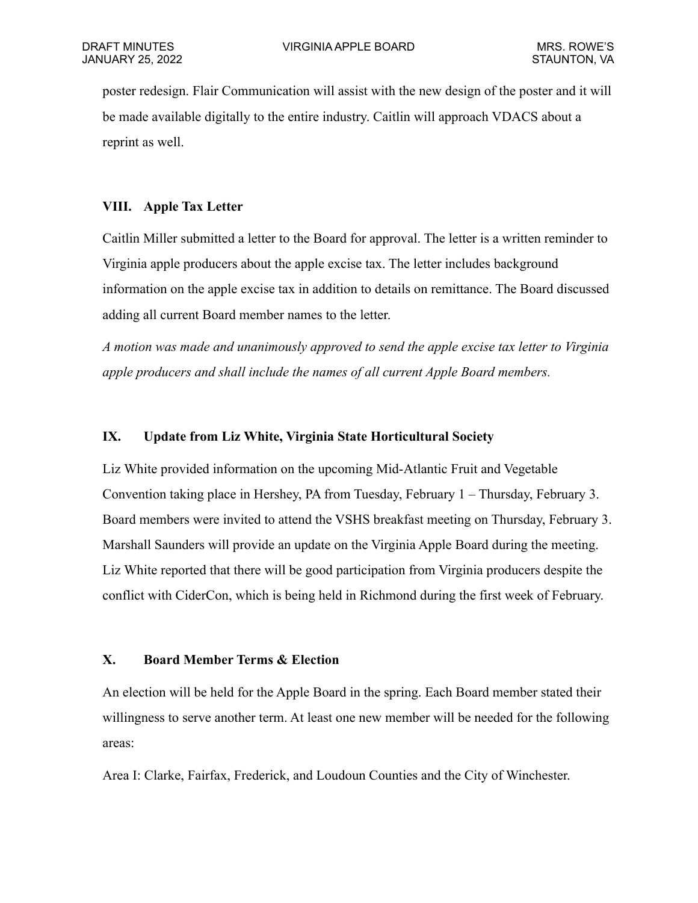poster redesign. Flair Communication will assist with the new design of the poster and it will be made available digitally to the entire industry. Caitlin will approach VDACS about a reprint as well.

## VIII. Apple Tax Letter

Caitlin Miller submitted a letter to the Board for approval. The letter is a written reminder to Virginia apple producers about the apple excise tax. The letter includes background information on the apple excise tax in addition to details on remittance. The Board discussed adding all current Board member names to the letter.

*A motion was made and unanimously approved to send the apple excise tax letter to Virginia apple producers and shall include the names of all current Apple Board members.*

## IX. Update from Liz White, Virginia State Horticultural Society

Liz White provided information on the upcoming Mid-Atlantic Fruit and Vegetable Convention taking place in Hershey, PA from Tuesday, February 1 – Thursday, February 3. Board members were invited to attend the VSHS breakfast meeting on Thursday, February 3. Marshall Saunders will provide an update on the Virginia Apple Board during the meeting. Liz White reported that there will be good participation from Virginia producers despite the conflict with CiderCon, which is being held in Richmond during the first week of February.

## X. Board Member Terms & Election

An election will be held for the Apple Board in the spring. Each Board member stated their willingness to serve another term. At least one new member will be needed for the following areas:

Area I: Clarke, Fairfax, Frederick, and Loudoun Counties and the City of Winchester.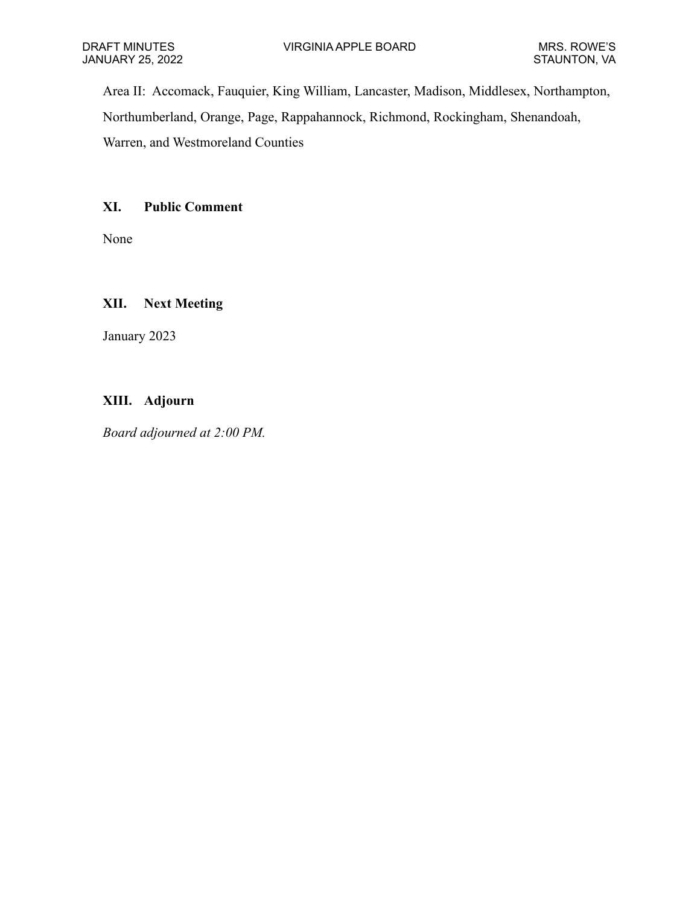Area II: Accomack, Fauquier, King William, Lancaster, Madison, Middlesex, Northampton, Northumberland, Orange, Page, Rappahannock, Richmond, Rockingham, Shenandoah, Warren, and Westmoreland Counties

## XI. Public Comment

None

## XII. Next Meeting

January 2023

## XIII. Adjourn

*Board adjourned at 2:00 PM.*